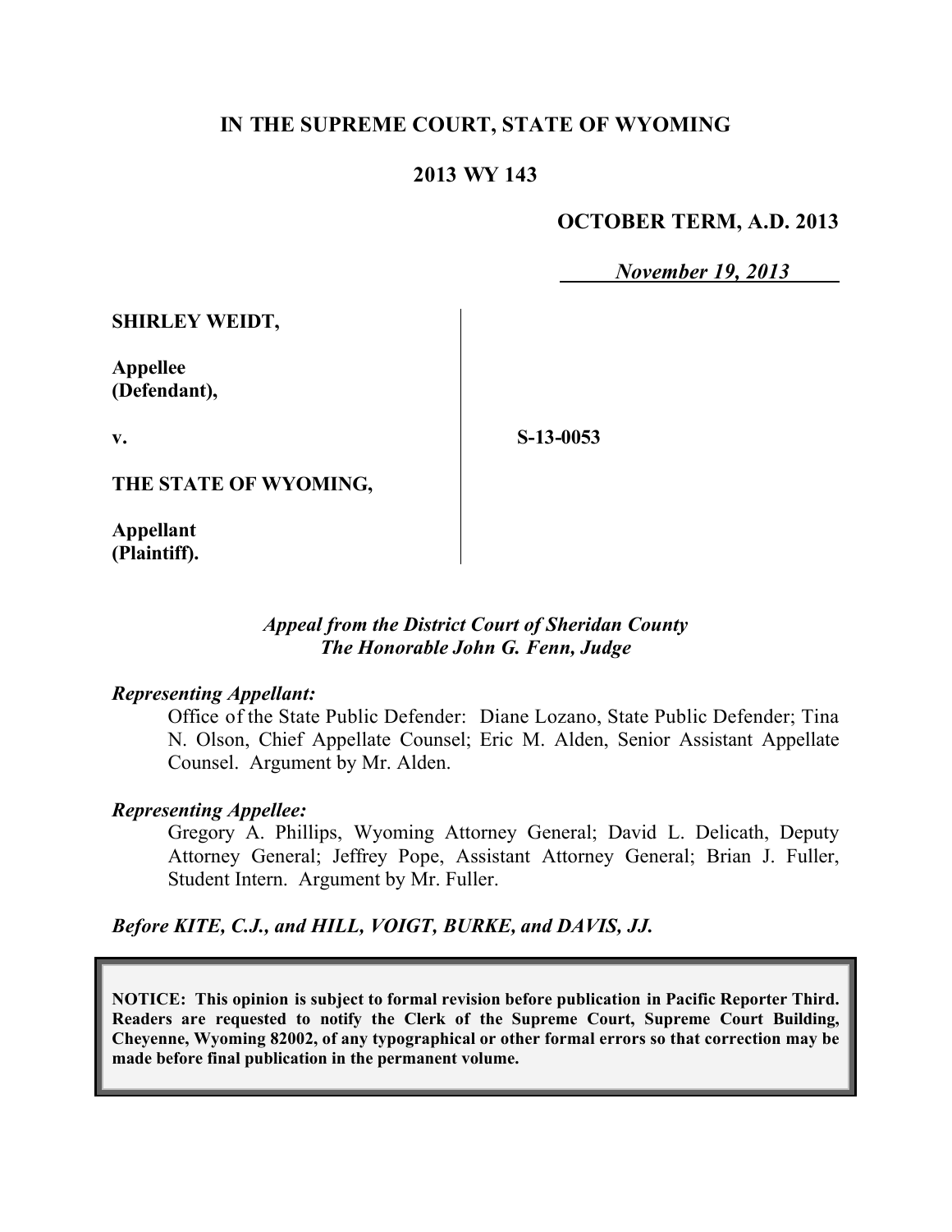**IN THE SUPREME COURT, STATE OF WYOMING**

**2013 WY 143**

**OCTOBER TERM, A.D. 2013**

*November 19, 2013*

| | | |
|---|---|---|
| **SHIRLEY WEIDT,**<br><br>**Appellee (Defendant),**<br><br>**v.**<br><br>**THE STATE OF WYOMING,**<br><br>**Appellant (Plaintiff).** | | **S-13-0053** |

*Appeal from the District Court of Sheridan County*
*The Honorable John G. Fenn, Judge*

*Representing Appellant:*

Office of the State Public Defender: Diane Lozano, State Public Defender; Tina N. Olson, Chief Appellate Counsel; Eric M. Alden, Senior Assistant Appellate Counsel. Argument by Mr. Alden.

*Representing Appellee:*

Gregory A. Phillips, Wyoming Attorney General; David L. Delicath, Deputy Attorney General; Jeffrey Pope, Assistant Attorney General; Brian J. Fuller, Student Intern. Argument by Mr. Fuller.

*Before KITE, C.J., and HILL, VOIGT, BURKE, and DAVIS, JJ.*

**NOTICE: This opinion is subject to formal revision before publication in Pacific Reporter Third. Readers are requested to notify the Clerk of the Supreme Court, Supreme Court Building, Cheyenne, Wyoming 82002, of any typographical or other formal errors so that correction may be made before final publication in the permanent volume.**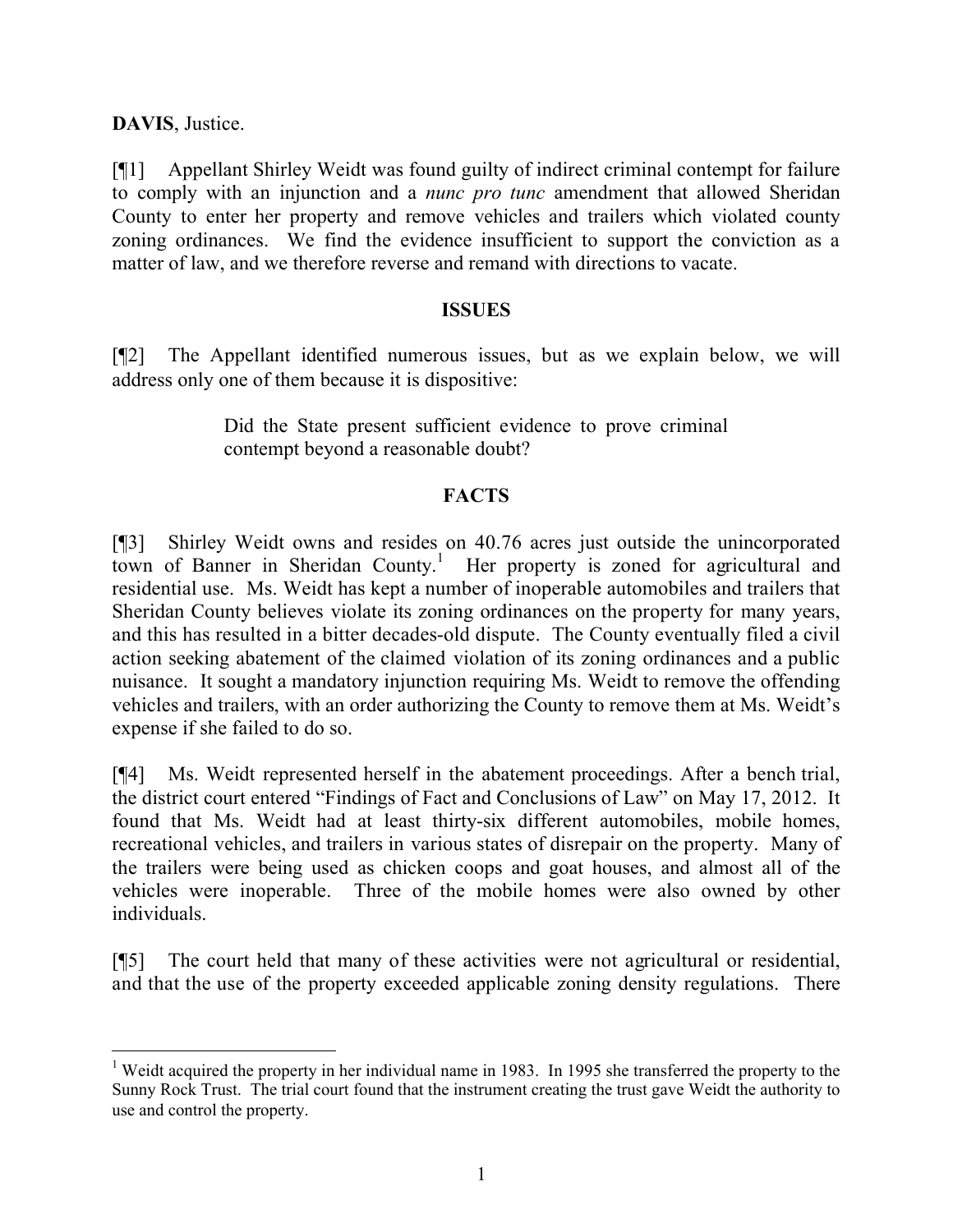**DAVIS**, Justice.

[¶1] Appellant Shirley Weidt was found guilty of indirect criminal contempt for failure to comply with an injunction and a *nunc pro tunc* amendment that allowed Sheridan County to enter her property and remove vehicles and trailers which violated county zoning ordinances. We find the evidence insufficient to support the conviction as a matter of law, and we therefore reverse and remand with directions to vacate.

## ISSUES

[¶2] The Appellant identified numerous issues, but as we explain below, we will address only one of them because it is dispositive:

> Did the State present sufficient evidence to prove criminal contempt beyond a reasonable doubt?

## FACTS

[¶3] Shirley Weidt owns and resides on 40.76 acres just outside the unincorporated town of Banner in Sheridan County.[1] Her property is zoned for agricultural and residential use. Ms. Weidt has kept a number of inoperable automobiles and trailers that Sheridan County believes violate its zoning ordinances on the property for many years, and this has resulted in a bitter decades-old dispute. The County eventually filed a civil action seeking abatement of the claimed violation of its zoning ordinances and a public nuisance. It sought a mandatory injunction requiring Ms. Weidt to remove the offending vehicles and trailers, with an order authorizing the County to remove them at Ms. Weidt's expense if she failed to do so.

[¶4] Ms. Weidt represented herself in the abatement proceedings. After a bench trial, the district court entered "Findings of Fact and Conclusions of Law" on May 17, 2012. It found that Ms. Weidt had at least thirty-six different automobiles, mobile homes, recreational vehicles, and trailers in various states of disrepair on the property. Many of the trailers were being used as chicken coops and goat houses, and almost all of the vehicles were inoperable. Three of the mobile homes were also owned by other individuals.

[¶5] The court held that many of these activities were not agricultural or residential, and that the use of the property exceeded applicable zoning density regulations. There

---

[1] Weidt acquired the property in her individual name in 1983. In 1995 she transferred the property to the Sunny Rock Trust. The trial court found that the instrument creating the trust gave Weidt the authority to use and control the property.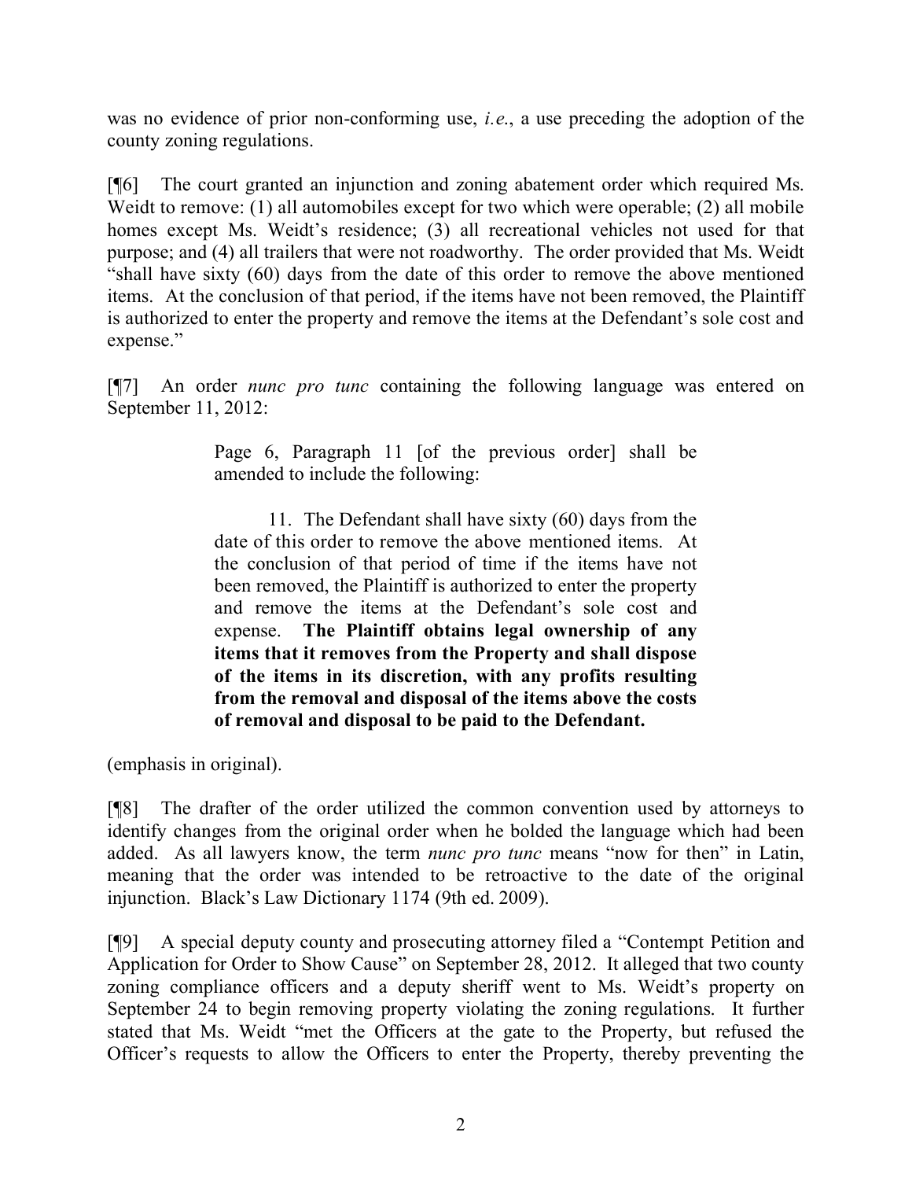was no evidence of prior non-conforming use, *i.e.*, a use preceding the adoption of the county zoning regulations.

[¶6] The court granted an injunction and zoning abatement order which required Ms. Weidt to remove: (1) all automobiles except for two which were operable; (2) all mobile homes except Ms. Weidt's residence; (3) all recreational vehicles not used for that purpose; and (4) all trailers that were not roadworthy. The order provided that Ms. Weidt "shall have sixty (60) days from the date of this order to remove the above mentioned items. At the conclusion of that period, if the items have not been removed, the Plaintiff is authorized to enter the property and remove the items at the Defendant's sole cost and expense."

[¶7] An order *nunc pro tunc* containing the following language was entered on September 11, 2012:

> Page 6, Paragraph 11 [of the previous order] shall be amended to include the following:
>
> 11. The Defendant shall have sixty (60) days from the date of this order to remove the above mentioned items. At the conclusion of that period of time if the items have not been removed, the Plaintiff is authorized to enter the property and remove the items at the Defendant's sole cost and expense. **The Plaintiff obtains legal ownership of any items that it removes from the Property and shall dispose of the items in its discretion, with any profits resulting from the removal and disposal of the items above the costs of removal and disposal to be paid to the Defendant.**

(emphasis in original).

[¶8] The drafter of the order utilized the common convention used by attorneys to identify changes from the original order when he bolded the language which had been added. As all lawyers know, the term *nunc pro tunc* means "now for then" in Latin, meaning that the order was intended to be retroactive to the date of the original injunction. Black's Law Dictionary 1174 (9th ed. 2009).

[¶9] A special deputy county and prosecuting attorney filed a "Contempt Petition and Application for Order to Show Cause" on September 28, 2012. It alleged that two county zoning compliance officers and a deputy sheriff went to Ms. Weidt's property on September 24 to begin removing property violating the zoning regulations. It further stated that Ms. Weidt "met the Officers at the gate to the Property, but refused the Officer's requests to allow the Officers to enter the Property, thereby preventing the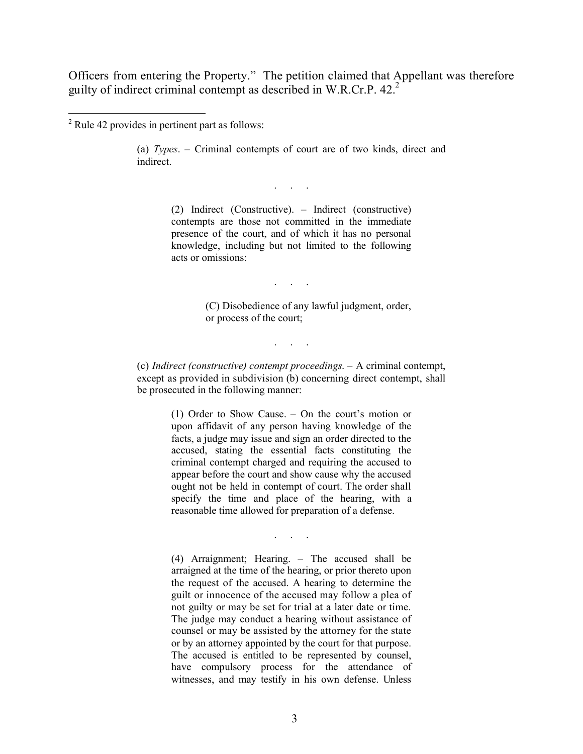Officers from entering the Property." The petition claimed that Appellant was therefore guilty of indirect criminal contempt as described in W.R.Cr.P. 42.[2]

---

[2] Rule 42 provides in pertinent part as follows:

> (a) *Types*. – Criminal contempts of court are of two kinds, direct and indirect.
>
> . . .
>
> > (2) Indirect (Constructive). – Indirect (constructive) contempts are those not committed in the immediate presence of the court, and of which it has no personal knowledge, including but not limited to the following acts or omissions:
> >
> > . . .
> >
> > > (C) Disobedience of any lawful judgment, order, or process of the court;
> >
> > . . .
>
> (c) *Indirect (constructive) contempt proceedings*. – A criminal contempt, except as provided in subdivision (b) concerning direct contempt, shall be prosecuted in the following manner:
>
> > (1) Order to Show Cause. – On the court's motion or upon affidavit of any person having knowledge of the facts, a judge may issue and sign an order directed to the accused, stating the essential facts constituting the criminal contempt charged and requiring the accused to appear before the court and show cause why the accused ought not be held in contempt of court. The order shall specify the time and place of the hearing, with a reasonable time allowed for preparation of a defense.
> >
> > . . .
> >
> > (4) Arraignment; Hearing. – The accused shall be arraigned at the time of the hearing, or prior thereto upon the request of the accused. A hearing to determine the guilt or innocence of the accused may follow a plea of not guilty or may be set for trial at a later date or time. The judge may conduct a hearing without assistance of counsel or may be assisted by the attorney for the state or by an attorney appointed by the court for that purpose. The accused is entitled to be represented by counsel, have compulsory process for the attendance of witnesses, and may testify in his own defense. Unless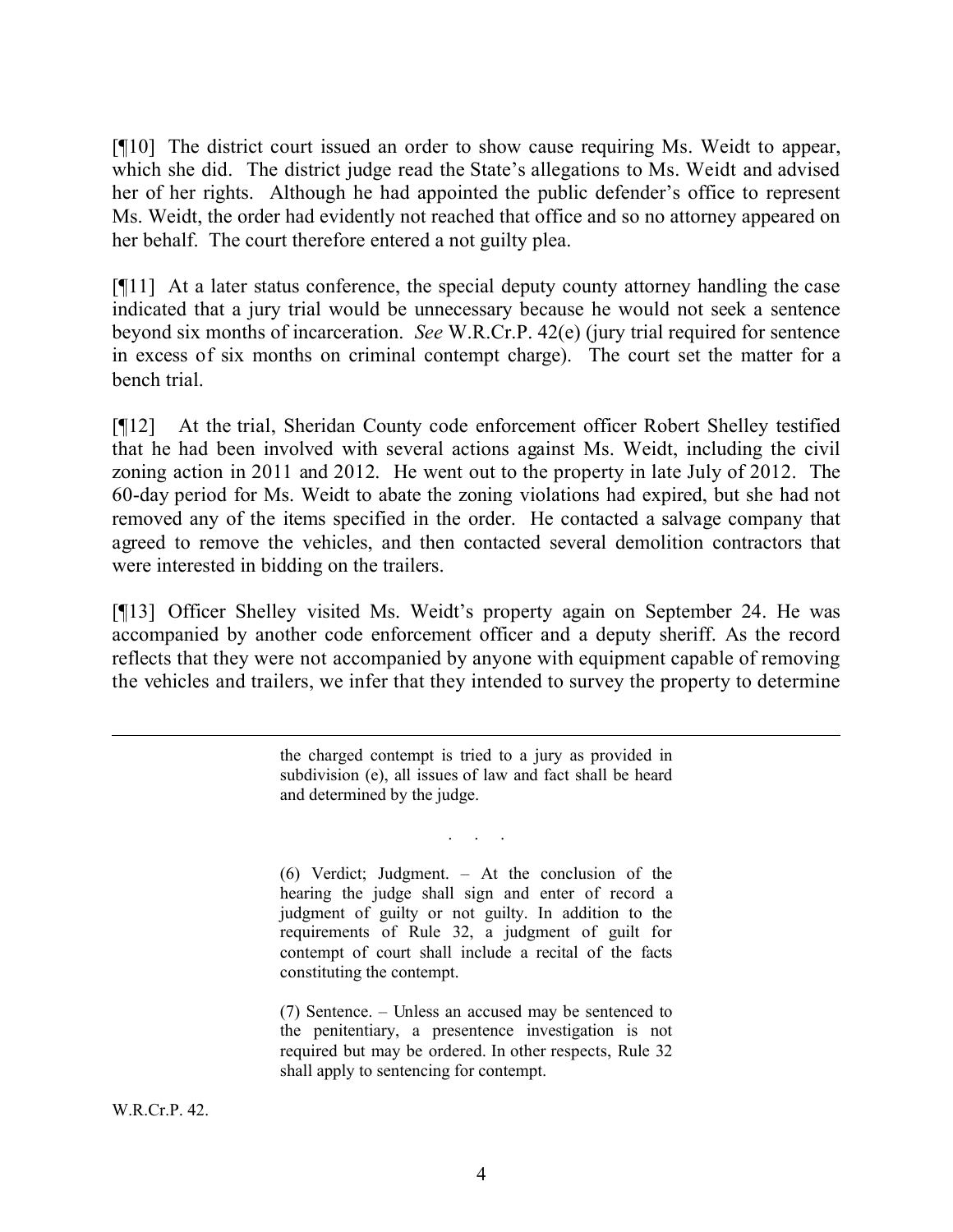[¶10] The district court issued an order to show cause requiring Ms. Weidt to appear, which she did. The district judge read the State's allegations to Ms. Weidt and advised her of her rights. Although he had appointed the public defender's office to represent Ms. Weidt, the order had evidently not reached that office and so no attorney appeared on her behalf. The court therefore entered a not guilty plea.

[¶11] At a later status conference, the special deputy county attorney handling the case indicated that a jury trial would be unnecessary because he would not seek a sentence beyond six months of incarceration. *See* W.R.Cr.P. 42(e) (jury trial required for sentence in excess of six months on criminal contempt charge). The court set the matter for a bench trial.

[¶12] At the trial, Sheridan County code enforcement officer Robert Shelley testified that he had been involved with several actions against Ms. Weidt, including the civil zoning action in 2011 and 2012. He went out to the property in late July of 2012. The 60-day period for Ms. Weidt to abate the zoning violations had expired, but she had not removed any of the items specified in the order. He contacted a salvage company that agreed to remove the vehicles, and then contacted several demolition contractors that were interested in bidding on the trailers.

[¶13] Officer Shelley visited Ms. Weidt's property again on September 24. He was accompanied by another code enforcement officer and a deputy sheriff. As the record reflects that they were not accompanied by anyone with equipment capable of removing the vehicles and trailers, we infer that they intended to survey the property to determine

---

> the charged contempt is tried to a jury as provided in subdivision (e), all issues of law and fact shall be heard and determined by the judge.
>
> . . .
>
> (6) Verdict; Judgment. – At the conclusion of the hearing the judge shall sign and enter of record a judgment of guilty or not guilty. In addition to the requirements of Rule 32, a judgment of guilt for contempt of court shall include a recital of the facts constituting the contempt.
>
> (7) Sentence. – Unless an accused may be sentenced to the penitentiary, a presentence investigation is not required but may be ordered. In other respects, Rule 32 shall apply to sentencing for contempt.

W.R.Cr.P. 42.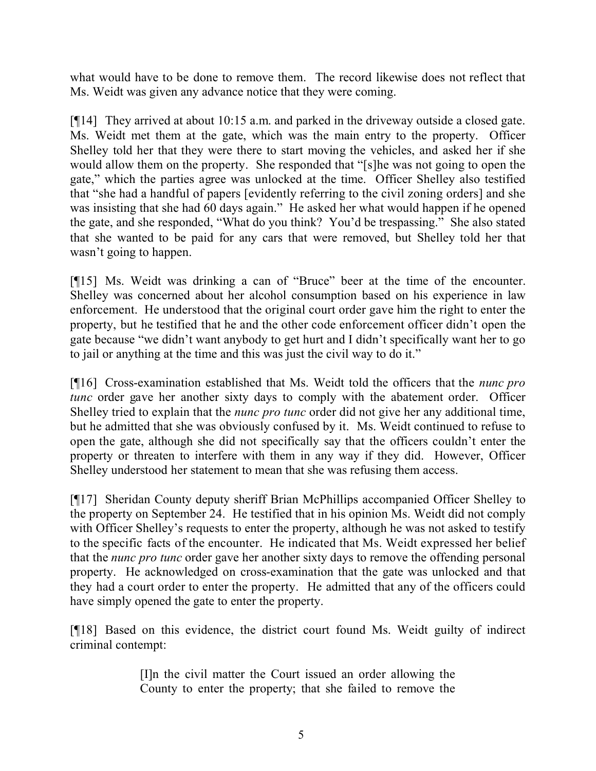what would have to be done to remove them. The record likewise does not reflect that Ms. Weidt was given any advance notice that they were coming.

[¶14] They arrived at about 10:15 a.m. and parked in the driveway outside a closed gate. Ms. Weidt met them at the gate, which was the main entry to the property. Officer Shelley told her that they were there to start moving the vehicles, and asked her if she would allow them on the property. She responded that "[s]he was not going to open the gate," which the parties agree was unlocked at the time. Officer Shelley also testified that "she had a handful of papers [evidently referring to the civil zoning orders] and she was insisting that she had 60 days again." He asked her what would happen if he opened the gate, and she responded, "What do you think? You'd be trespassing." She also stated that she wanted to be paid for any cars that were removed, but Shelley told her that wasn't going to happen.

[¶15] Ms. Weidt was drinking a can of "Bruce" beer at the time of the encounter. Shelley was concerned about her alcohol consumption based on his experience in law enforcement. He understood that the original court order gave him the right to enter the property, but he testified that he and the other code enforcement officer didn't open the gate because "we didn't want anybody to get hurt and I didn't specifically want her to go to jail or anything at the time and this was just the civil way to do it."

[¶16] Cross-examination established that Ms. Weidt told the officers that the *nunc pro tunc* order gave her another sixty days to comply with the abatement order. Officer Shelley tried to explain that the *nunc pro tunc* order did not give her any additional time, but he admitted that she was obviously confused by it. Ms. Weidt continued to refuse to open the gate, although she did not specifically say that the officers couldn't enter the property or threaten to interfere with them in any way if they did. However, Officer Shelley understood her statement to mean that she was refusing them access.

[¶17] Sheridan County deputy sheriff Brian McPhillips accompanied Officer Shelley to the property on September 24. He testified that in his opinion Ms. Weidt did not comply with Officer Shelley's requests to enter the property, although he was not asked to testify to the specific facts of the encounter. He indicated that Ms. Weidt expressed her belief that the *nunc pro tunc* order gave her another sixty days to remove the offending personal property. He acknowledged on cross-examination that the gate was unlocked and that they had a court order to enter the property. He admitted that any of the officers could have simply opened the gate to enter the property.

[¶18] Based on this evidence, the district court found Ms. Weidt guilty of indirect criminal contempt:

> [I]n the civil matter the Court issued an order allowing the County to enter the property; that she failed to remove the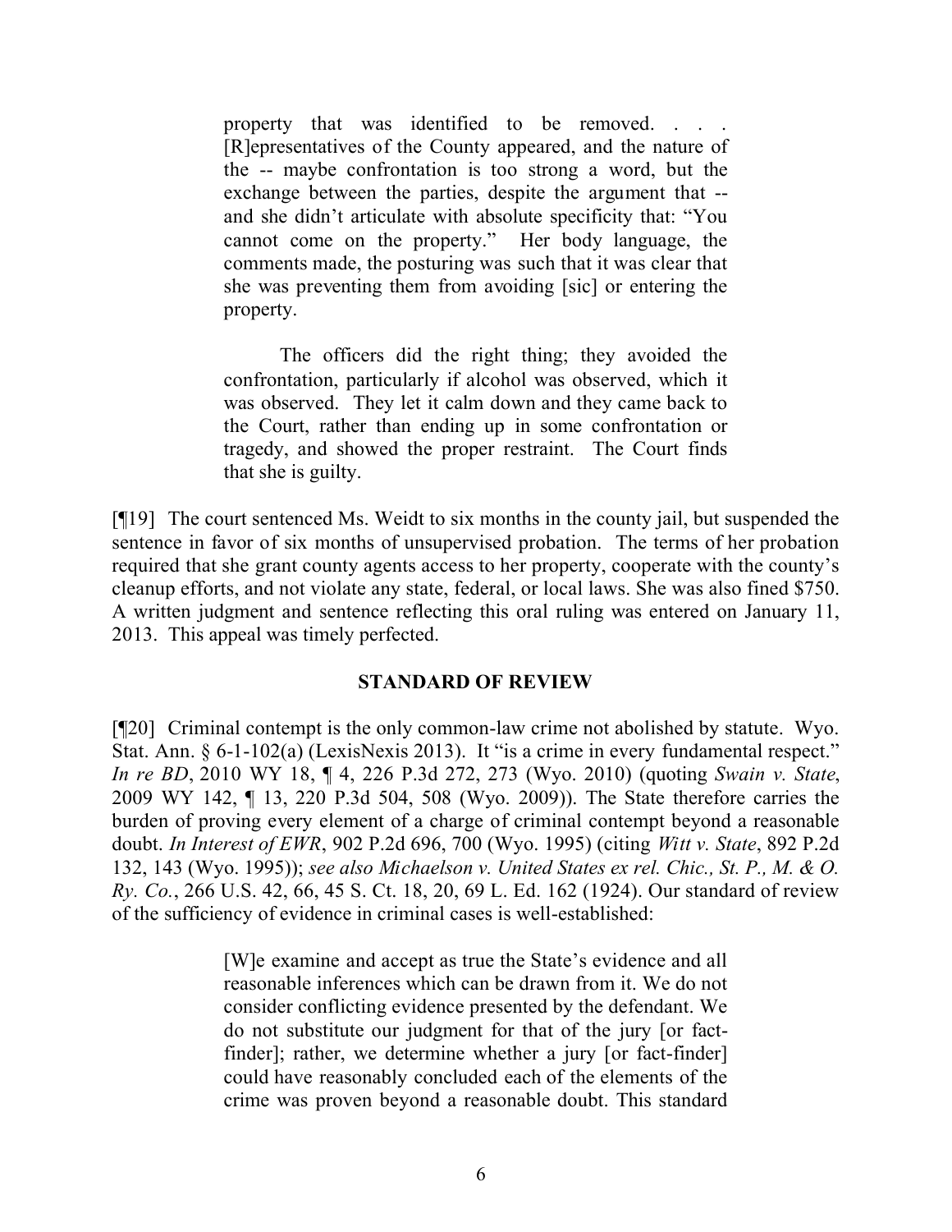> property that was identified to be removed. . . . [R]epresentatives of the County appeared, and the nature of the -- maybe confrontation is too strong a word, but the exchange between the parties, despite the argument that -- and she didn't articulate with absolute specificity that: "You cannot come on the property." Her body language, the comments made, the posturing was such that it was clear that she was preventing them from avoiding [sic] or entering the property.
>
> The officers did the right thing; they avoided the confrontation, particularly if alcohol was observed, which it was observed. They let it calm down and they came back to the Court, rather than ending up in some confrontation or tragedy, and showed the proper restraint. The Court finds that she is guilty.

[¶19] The court sentenced Ms. Weidt to six months in the county jail, but suspended the sentence in favor of six months of unsupervised probation. The terms of her probation required that she grant county agents access to her property, cooperate with the county's cleanup efforts, and not violate any state, federal, or local laws. She was also fined $750. A written judgment and sentence reflecting this oral ruling was entered on January 11, 2013. This appeal was timely perfected.

## STANDARD OF REVIEW

[¶20] Criminal contempt is the only common-law crime not abolished by statute. Wyo. Stat. Ann. § 6-1-102(a) (LexisNexis 2013). It "is a crime in every fundamental respect." *In re BD*, 2010 WY 18, ¶ 4, 226 P.3d 272, 273 (Wyo. 2010) (quoting *Swain v. State*, 2009 WY 142, ¶ 13, 220 P.3d 504, 508 (Wyo. 2009)). The State therefore carries the burden of proving every element of a charge of criminal contempt beyond a reasonable doubt. *In Interest of EWR*, 902 P.2d 696, 700 (Wyo. 1995) (citing *Witt v. State*, 892 P.2d 132, 143 (Wyo. 1995)); *see also Michaelson v. United States ex rel. Chic., St. P., M. & O. Ry. Co.*, 266 U.S. 42, 66, 45 S. Ct. 18, 20, 69 L. Ed. 162 (1924). Our standard of review of the sufficiency of evidence in criminal cases is well-established:

> [W]e examine and accept as true the State's evidence and all reasonable inferences which can be drawn from it. We do not consider conflicting evidence presented by the defendant. We do not substitute our judgment for that of the jury [or fact-finder]; rather, we determine whether a jury [or fact-finder] could have reasonably concluded each of the elements of the crime was proven beyond a reasonable doubt. This standard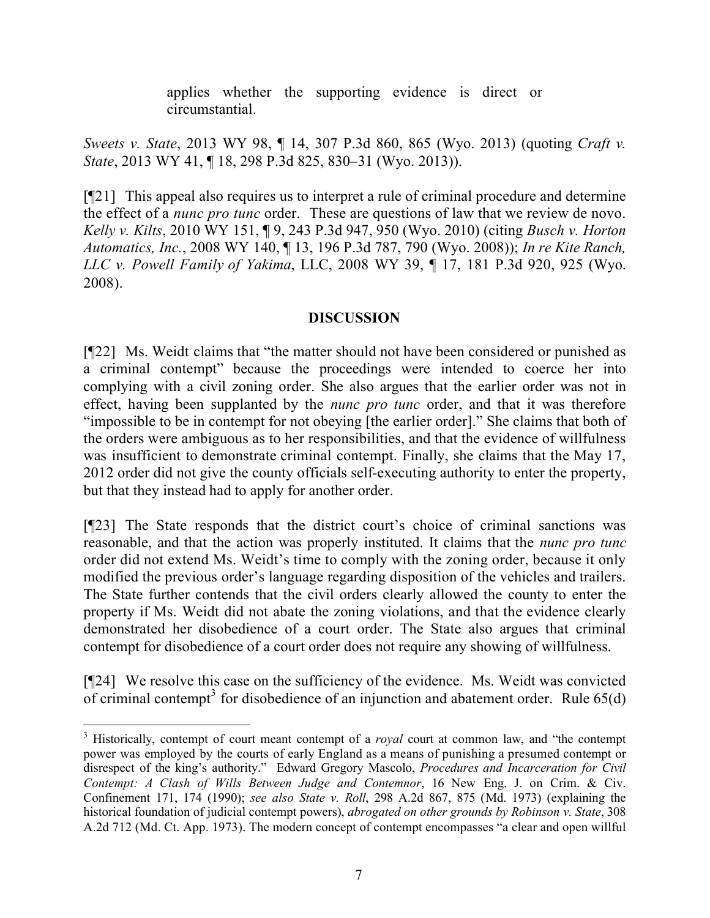> applies whether the supporting evidence is direct or circumstantial.

*Sweets v. State*, 2013 WY 98, ¶ 14, 307 P.3d 860, 865 (Wyo. 2013) (quoting *Craft v. State*, 2013 WY 41, ¶ 18, 298 P.3d 825, 830–31 (Wyo. 2013)).

[¶21] This appeal also requires us to interpret a rule of criminal procedure and determine the effect of a *nunc pro tunc* order. These are questions of law that we review de novo. *Kelly v. Kilts*, 2010 WY 151, ¶ 9, 243 P.3d 947, 950 (Wyo. 2010) (citing *Busch v. Horton Automatics, Inc.*, 2008 WY 140, ¶ 13, 196 P.3d 787, 790 (Wyo. 2008)); *In re Kite Ranch, LLC v. Powell Family of Yakima*, LLC, 2008 WY 39, ¶ 17, 181 P.3d 920, 925 (Wyo. 2008).

## DISCUSSION

[¶22] Ms. Weidt claims that "the matter should not have been considered or punished as a criminal contempt" because the proceedings were intended to coerce her into complying with a civil zoning order. She also argues that the earlier order was not in effect, having been supplanted by the *nunc pro tunc* order, and that it was therefore "impossible to be in contempt for not obeying [the earlier order]." She claims that both of the orders were ambiguous as to her responsibilities, and that the evidence of willfulness was insufficient to demonstrate criminal contempt. Finally, she claims that the May 17, 2012 order did not give the county officials self-executing authority to enter the property, but that they instead had to apply for another order.

[¶23] The State responds that the district court's choice of criminal sanctions was reasonable, and that the action was properly instituted. It claims that the *nunc pro tunc* order did not extend Ms. Weidt's time to comply with the zoning order, because it only modified the previous order's language regarding disposition of the vehicles and trailers. The State further contends that the civil orders clearly allowed the county to enter the property if Ms. Weidt did not abate the zoning violations, and that the evidence clearly demonstrated her disobedience of a court order. The State also argues that criminal contempt for disobedience of a court order does not require any showing of willfulness.

[¶24] We resolve this case on the sufficiency of the evidence. Ms. Weidt was convicted of criminal contempt[3] for disobedience of an injunction and abatement order. Rule 65(d)

---

[3] Historically, contempt of court meant contempt of a *royal* court at common law, and "the contempt power was employed by the courts of early England as a means of punishing a presumed contempt or disrespect of the king's authority." Edward Gregory Mascolo, *Procedures and Incarceration for Civil Contempt: A Clash of Wills Between Judge and Contemnor*, 16 New Eng. J. on Crim. & Civ. Confinement 171, 174 (1990); *see also State v. Roll*, 298 A.2d 867, 875 (Md. 1973) (explaining the historical foundation of judicial contempt powers), *abrogated on other grounds by Robinson v. State*, 308 A.2d 712 (Md. Ct. App. 1973). The modern concept of contempt encompasses "a clear and open willful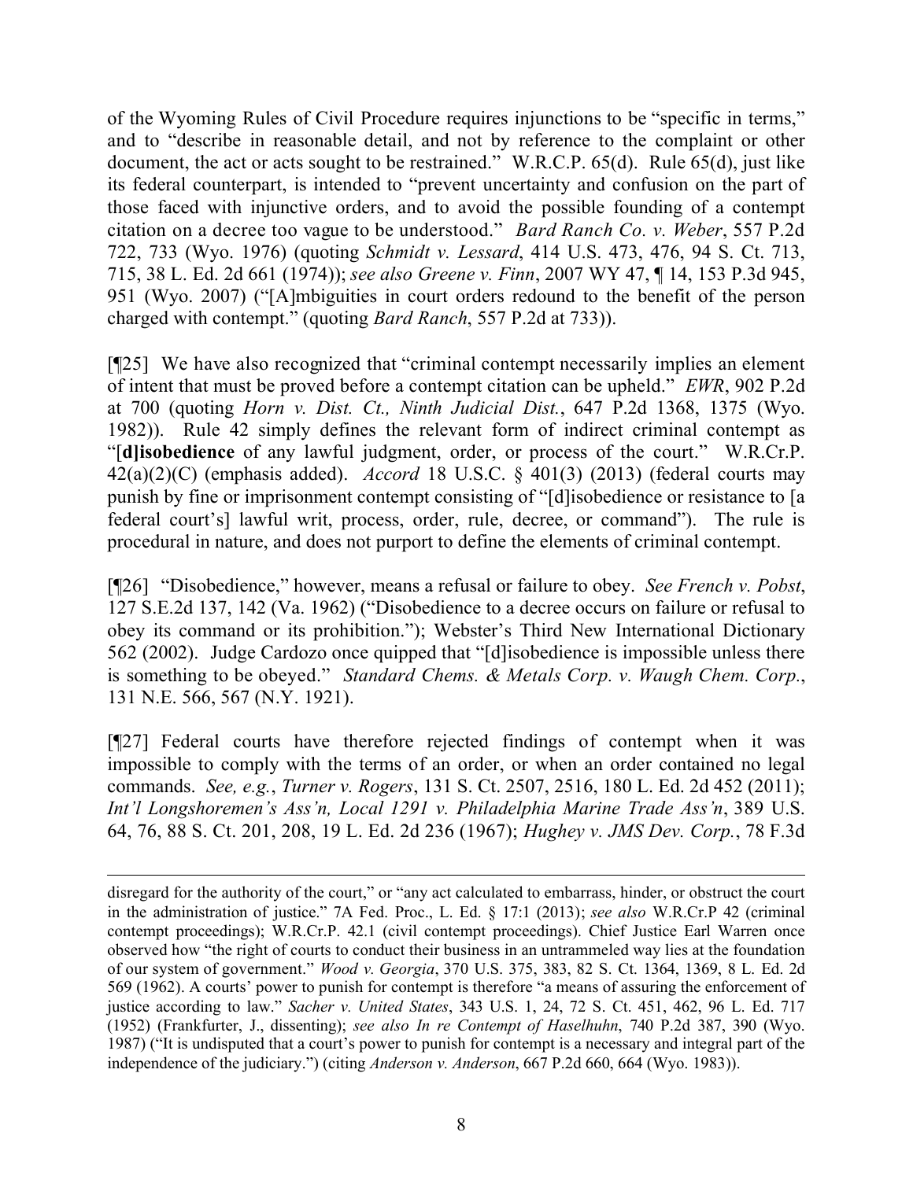of the Wyoming Rules of Civil Procedure requires injunctions to be "specific in terms," and to "describe in reasonable detail, and not by reference to the complaint or other document, the act or acts sought to be restrained." W.R.C.P. 65(d). Rule 65(d), just like its federal counterpart, is intended to "prevent uncertainty and confusion on the part of those faced with injunctive orders, and to avoid the possible founding of a contempt citation on a decree too vague to be understood." *Bard Ranch Co. v. Weber*, 557 P.2d 722, 733 (Wyo. 1976) (quoting *Schmidt v. Lessard*, 414 U.S. 473, 476, 94 S. Ct. 713, 715, 38 L. Ed. 2d 661 (1974)); *see also Greene v. Finn*, 2007 WY 47, ¶ 14, 153 P.3d 945, 951 (Wyo. 2007) ("[A]mbiguities in court orders redound to the benefit of the person charged with contempt." (quoting *Bard Ranch*, 557 P.2d at 733)).

[¶25] We have also recognized that "criminal contempt necessarily implies an element of intent that must be proved before a contempt citation can be upheld." *EWR*, 902 P.2d at 700 (quoting *Horn v. Dist. Ct., Ninth Judicial Dist.*, 647 P.2d 1368, 1375 (Wyo. 1982)). Rule 42 simply defines the relevant form of indirect criminal contempt as "[**d]isobedience** of any lawful judgment, order, or process of the court." W.R.Cr.P. 42(a)(2)(C) (emphasis added). *Accord* 18 U.S.C. § 401(3) (2013) (federal courts may punish by fine or imprisonment contempt consisting of "[d]isobedience or resistance to [a federal court's] lawful writ, process, order, rule, decree, or command"). The rule is procedural in nature, and does not purport to define the elements of criminal contempt.

[¶26] "Disobedience," however, means a refusal or failure to obey. *See French v. Pobst*, 127 S.E.2d 137, 142 (Va. 1962) ("Disobedience to a decree occurs on failure or refusal to obey its command or its prohibition."); Webster's Third New International Dictionary 562 (2002). Judge Cardozo once quipped that "[d]isobedience is impossible unless there is something to be obeyed." *Standard Chems. & Metals Corp. v. Waugh Chem. Corp.*, 131 N.E. 566, 567 (N.Y. 1921).

[¶27] Federal courts have therefore rejected findings of contempt when it was impossible to comply with the terms of an order, or when an order contained no legal commands. *See, e.g.*, *Turner v. Rogers*, 131 S. Ct. 2507, 2516, 180 L. Ed. 2d 452 (2011); *Int'l Longshoremen's Ass'n, Local 1291 v. Philadelphia Marine Trade Ass'n*, 389 U.S. 64, 76, 88 S. Ct. 201, 208, 19 L. Ed. 2d 236 (1967); *Hughey v. JMS Dev. Corp.*, 78 F.3d

---

disregard for the authority of the court," or "any act calculated to embarrass, hinder, or obstruct the court in the administration of justice." 7A Fed. Proc., L. Ed. § 17:1 (2013); *see also* W.R.Cr.P 42 (criminal contempt proceedings); W.R.Cr.P. 42.1 (civil contempt proceedings). Chief Justice Earl Warren once observed how "the right of courts to conduct their business in an untrammeled way lies at the foundation of our system of government." *Wood v. Georgia*, 370 U.S. 375, 383, 82 S. Ct. 1364, 1369, 8 L. Ed. 2d 569 (1962). A courts' power to punish for contempt is therefore "a means of assuring the enforcement of justice according to law." *Sacher v. United States*, 343 U.S. 1, 24, 72 S. Ct. 451, 462, 96 L. Ed. 717 (1952) (Frankfurter, J., dissenting); *see also In re Contempt of Haselhuhn*, 740 P.2d 387, 390 (Wyo. 1987) ("It is undisputed that a court's power to punish for contempt is a necessary and integral part of the independence of the judiciary.") (citing *Anderson v. Anderson*, 667 P.2d 660, 664 (Wyo. 1983)).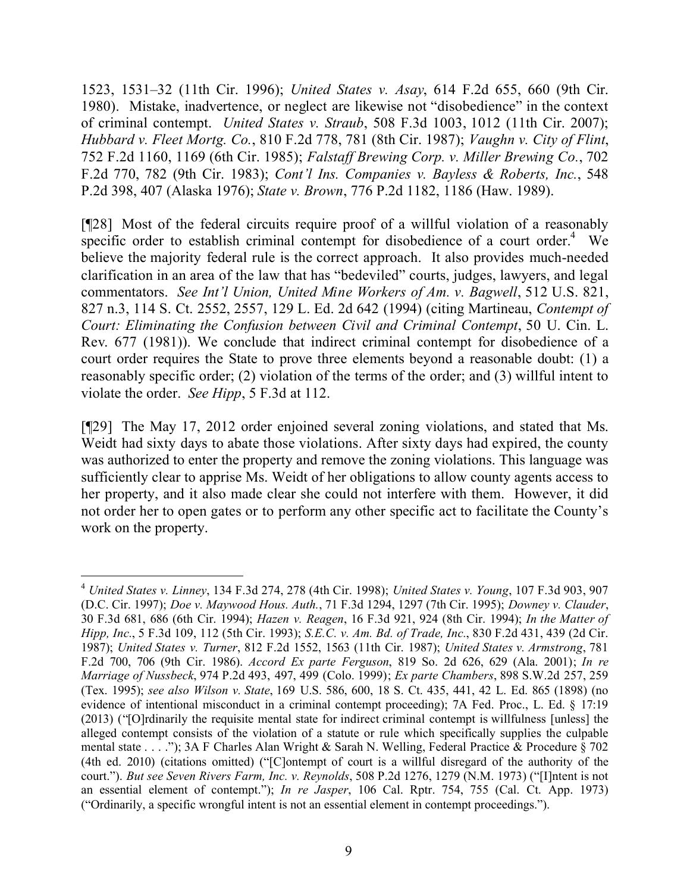1523, 1531–32 (11th Cir. 1996); *United States v. Asay*, 614 F.2d 655, 660 (9th Cir. 1980). Mistake, inadvertence, or neglect are likewise not "disobedience" in the context of criminal contempt. *United States v. Straub*, 508 F.3d 1003, 1012 (11th Cir. 2007); *Hubbard v. Fleet Mortg. Co.*, 810 F.2d 778, 781 (8th Cir. 1987); *Vaughn v. City of Flint*, 752 F.2d 1160, 1169 (6th Cir. 1985); *Falstaff Brewing Corp. v. Miller Brewing Co.*, 702 F.2d 770, 782 (9th Cir. 1983); *Cont'l Ins. Companies v. Bayless & Roberts, Inc.*, 548 P.2d 398, 407 (Alaska 1976); *State v. Brown*, 776 P.2d 1182, 1186 (Haw. 1989).

[¶28] Most of the federal circuits require proof of a willful violation of a reasonably specific order to establish criminal contempt for disobedience of a court order.[4] We believe the majority federal rule is the correct approach. It also provides much-needed clarification in an area of the law that has "bedeviled" courts, judges, lawyers, and legal commentators. *See Int'l Union, United Mine Workers of Am. v. Bagwell*, 512 U.S. 821, 827 n.3, 114 S. Ct. 2552, 2557, 129 L. Ed. 2d 642 (1994) (citing Martineau, *Contempt of Court: Eliminating the Confusion between Civil and Criminal Contempt*, 50 U. Cin. L. Rev. 677 (1981)). We conclude that indirect criminal contempt for disobedience of a court order requires the State to prove three elements beyond a reasonable doubt: (1) a reasonably specific order; (2) violation of the terms of the order; and (3) willful intent to violate the order. *See Hipp*, 5 F.3d at 112.

[¶29] The May 17, 2012 order enjoined several zoning violations, and stated that Ms. Weidt had sixty days to abate those violations. After sixty days had expired, the county was authorized to enter the property and remove the zoning violations. This language was sufficiently clear to apprise Ms. Weidt of her obligations to allow county agents access to her property, and it also made clear she could not interfere with them. However, it did not order her to open gates or to perform any other specific act to facilitate the County's work on the property.

---

[4] *United States v. Linney*, 134 F.3d 274, 278 (4th Cir. 1998); *United States v. Young*, 107 F.3d 903, 907 (D.C. Cir. 1997); *Doe v. Maywood Hous. Auth.*, 71 F.3d 1294, 1297 (7th Cir. 1995); *Downey v. Clauder*, 30 F.3d 681, 686 (6th Cir. 1994); *Hazen v. Reagen*, 16 F.3d 921, 924 (8th Cir. 1994); *In the Matter of Hipp, Inc.*, 5 F.3d 109, 112 (5th Cir. 1993); *S.E.C. v. Am. Bd. of Trade, Inc.*, 830 F.2d 431, 439 (2d Cir. 1987); *United States v. Turner*, 812 F.2d 1552, 1563 (11th Cir. 1987); *United States v. Armstrong*, 781 F.2d 700, 706 (9th Cir. 1986). *Accord Ex parte Ferguson*, 819 So. 2d 626, 629 (Ala. 2001); *In re Marriage of Nussbeck*, 974 P.2d 493, 497, 499 (Colo. 1999); *Ex parte Chambers*, 898 S.W.2d 257, 259 (Tex. 1995); *see also Wilson v. State*, 169 U.S. 586, 600, 18 S. Ct. 435, 441, 42 L. Ed. 865 (1898) (no evidence of intentional misconduct in a criminal contempt proceeding); 7A Fed. Proc., L. Ed. § 17:19 (2013) ("[O]rdinarily the requisite mental state for indirect criminal contempt is willfulness [unless] the alleged contempt consists of the violation of a statute or rule which specifically supplies the culpable mental state . . . ."); 3A F Charles Alan Wright & Sarah N. Welling, Federal Practice & Procedure § 702 (4th ed. 2010) (citations omitted) ("[C]ontempt of court is a willful disregard of the authority of the court."). *But see Seven Rivers Farm, Inc. v. Reynolds*, 508 P.2d 1276, 1279 (N.M. 1973) ("[I]ntent is not an essential element of contempt."); *In re Jasper*, 106 Cal. Rptr. 754, 755 (Cal. Ct. App. 1973) ("Ordinarily, a specific wrongful intent is not an essential element in contempt proceedings.").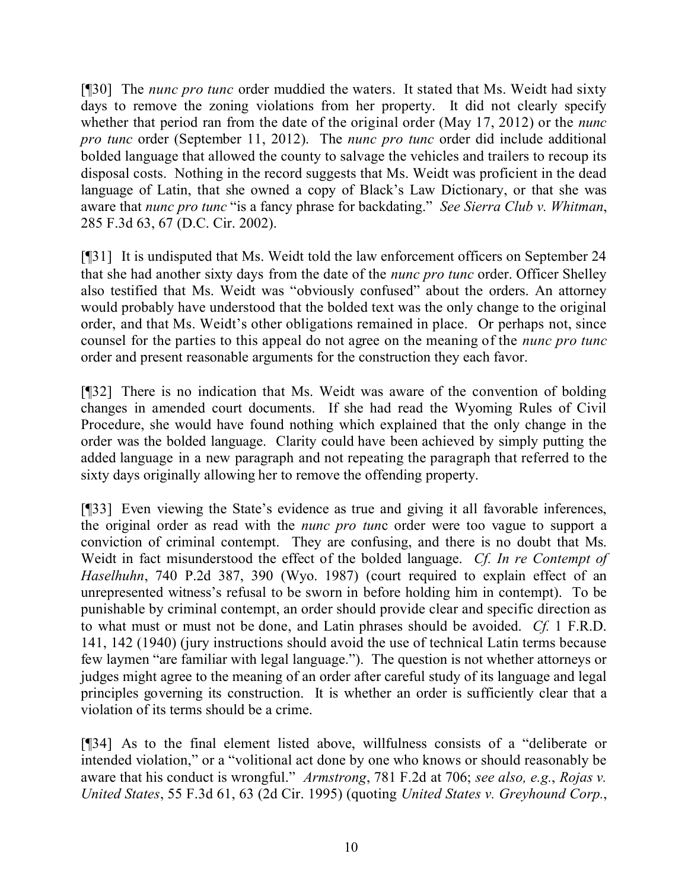[¶30] The *nunc pro tunc* order muddied the waters. It stated that Ms. Weidt had sixty days to remove the zoning violations from her property. It did not clearly specify whether that period ran from the date of the original order (May 17, 2012) or the *nunc pro tunc* order (September 11, 2012). The *nunc pro tunc* order did include additional bolded language that allowed the county to salvage the vehicles and trailers to recoup its disposal costs. Nothing in the record suggests that Ms. Weidt was proficient in the dead language of Latin, that she owned a copy of Black's Law Dictionary, or that she was aware that *nunc pro tunc* "is a fancy phrase for backdating." *See Sierra Club v. Whitman*, 285 F.3d 63, 67 (D.C. Cir. 2002).

[¶31] It is undisputed that Ms. Weidt told the law enforcement officers on September 24 that she had another sixty days from the date of the *nunc pro tunc* order. Officer Shelley also testified that Ms. Weidt was "obviously confused" about the orders. An attorney would probably have understood that the bolded text was the only change to the original order, and that Ms. Weidt's other obligations remained in place. Or perhaps not, since counsel for the parties to this appeal do not agree on the meaning of the *nunc pro tunc* order and present reasonable arguments for the construction they each favor.

[¶32] There is no indication that Ms. Weidt was aware of the convention of bolding changes in amended court documents. If she had read the Wyoming Rules of Civil Procedure, she would have found nothing which explained that the only change in the order was the bolded language. Clarity could have been achieved by simply putting the added language in a new paragraph and not repeating the paragraph that referred to the sixty days originally allowing her to remove the offending property.

[¶33] Even viewing the State's evidence as true and giving it all favorable inferences, the original order as read with the *nunc pro tunc* order were too vague to support a conviction of criminal contempt. They are confusing, and there is no doubt that Ms. Weidt in fact misunderstood the effect of the bolded language. *Cf. In re Contempt of Haselhuhn*, 740 P.2d 387, 390 (Wyo. 1987) (court required to explain effect of an unrepresented witness's refusal to be sworn in before holding him in contempt). To be punishable by criminal contempt, an order should provide clear and specific direction as to what must or must not be done, and Latin phrases should be avoided. *Cf.* 1 F.R.D. 141, 142 (1940) (jury instructions should avoid the use of technical Latin terms because few laymen "are familiar with legal language."). The question is not whether attorneys or judges might agree to the meaning of an order after careful study of its language and legal principles governing its construction. It is whether an order is sufficiently clear that a violation of its terms should be a crime.

[¶34] As to the final element listed above, willfulness consists of a "deliberate or intended violation," or a "volitional act done by one who knows or should reasonably be aware that his conduct is wrongful." *Armstrong*, 781 F.2d at 706; *see also, e.g.*, *Rojas v. United States*, 55 F.3d 61, 63 (2d Cir. 1995) (quoting *United States v. Greyhound Corp.*,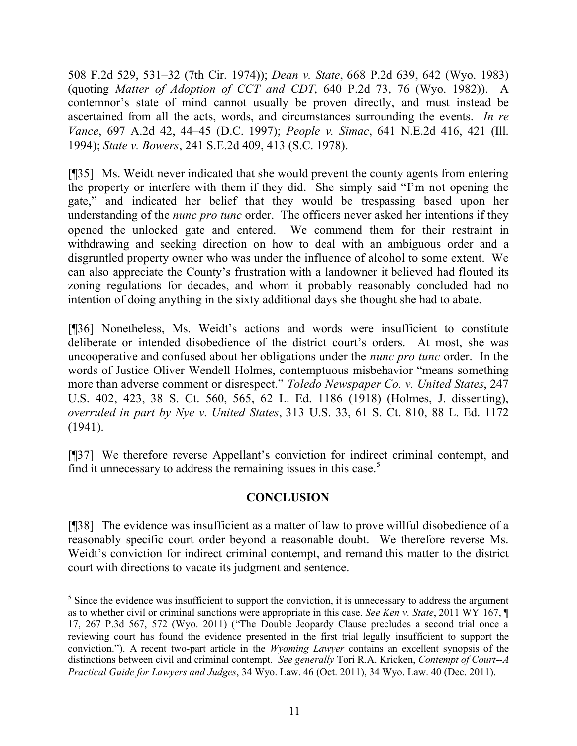508 F.2d 529, 531–32 (7th Cir. 1974)); *Dean v. State*, 668 P.2d 639, 642 (Wyo. 1983) (quoting *Matter of Adoption of CCT and CDT*, 640 P.2d 73, 76 (Wyo. 1982)). A contemnor's state of mind cannot usually be proven directly, and must instead be ascertained from all the acts, words, and circumstances surrounding the events. *In re Vance*, 697 A.2d 42, 44–45 (D.C. 1997); *People v. Simac*, 641 N.E.2d 416, 421 (Ill. 1994); *State v. Bowers*, 241 S.E.2d 409, 413 (S.C. 1978).

[¶35] Ms. Weidt never indicated that she would prevent the county agents from entering the property or interfere with them if they did. She simply said "I'm not opening the gate," and indicated her belief that they would be trespassing based upon her understanding of the *nunc pro tunc* order. The officers never asked her intentions if they opened the unlocked gate and entered. We commend them for their restraint in withdrawing and seeking direction on how to deal with an ambiguous order and a disgruntled property owner who was under the influence of alcohol to some extent. We can also appreciate the County's frustration with a landowner it believed had flouted its zoning regulations for decades, and whom it probably reasonably concluded had no intention of doing anything in the sixty additional days she thought she had to abate.

[¶36] Nonetheless, Ms. Weidt's actions and words were insufficient to constitute deliberate or intended disobedience of the district court's orders. At most, she was uncooperative and confused about her obligations under the *nunc pro tunc* order. In the words of Justice Oliver Wendell Holmes, contemptuous misbehavior "means something more than adverse comment or disrespect." *Toledo Newspaper Co. v. United States*, 247 U.S. 402, 423, 38 S. Ct. 560, 565, 62 L. Ed. 1186 (1918) (Holmes, J. dissenting), *overruled in part by Nye v. United States*, 313 U.S. 33, 61 S. Ct. 810, 88 L. Ed. 1172 (1941).

[¶37] We therefore reverse Appellant's conviction for indirect criminal contempt, and find it unnecessary to address the remaining issues in this case.[5]

## CONCLUSION

[¶38] The evidence was insufficient as a matter of law to prove willful disobedience of a reasonably specific court order beyond a reasonable doubt. We therefore reverse Ms. Weidt's conviction for indirect criminal contempt, and remand this matter to the district court with directions to vacate its judgment and sentence.

---

[5] Since the evidence was insufficient to support the conviction, it is unnecessary to address the argument as to whether civil or criminal sanctions were appropriate in this case. *See Ken v. State*, 2011 WY 167, ¶ 17, 267 P.3d 567, 572 (Wyo. 2011) ("The Double Jeopardy Clause precludes a second trial once a reviewing court has found the evidence presented in the first trial legally insufficient to support the conviction."). A recent two-part article in the *Wyoming Lawyer* contains an excellent synopsis of the distinctions between civil and criminal contempt. *See generally* Tori R.A. Kricken, *Contempt of Court--A Practical Guide for Lawyers and Judges*, 34 Wyo. Law. 46 (Oct. 2011), 34 Wyo. Law. 40 (Dec. 2011).